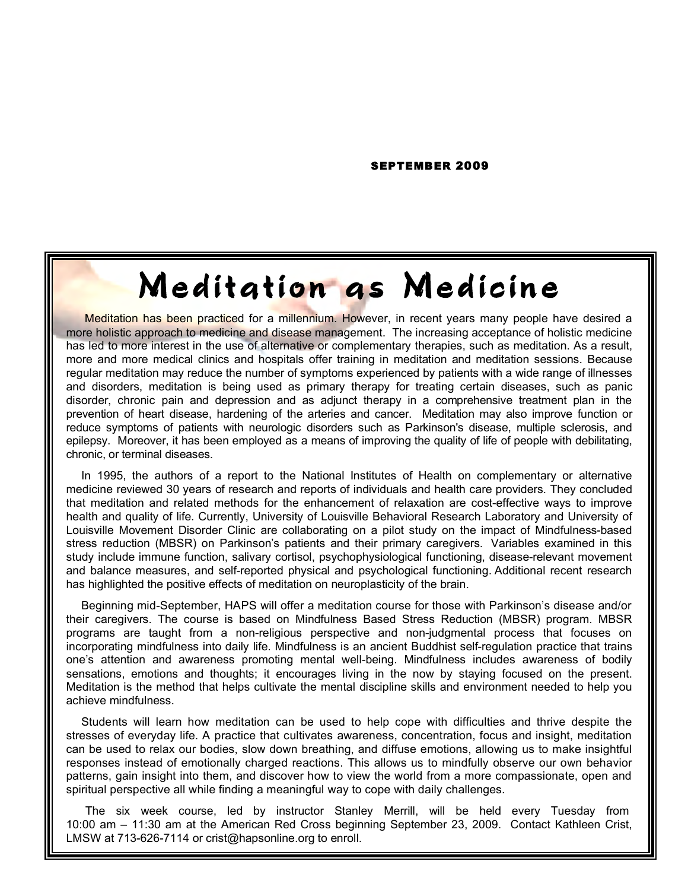SEPTEMBER 2009

# Meditation as Medicine

Meditation has been practiced for a millennium. However, in recent years many people have desired a more holistic approach to medicine and disease management. The increasing acceptance of holistic medicine has led to more interest in the use of alternative or complementary therapies, such as meditation. As a result, more and more medical clinics and hospitals offer training in meditation and meditation sessions. Because regular meditation may reduce the number of symptoms experienced by patients with a wide range of illnesses and disorders, meditation is being used as primary therapy for treating certain diseases, such as panic disorder, chronic pain and depression and as adjunct therapy in a comprehensive treatment plan in the prevention of heart disease, hardening of the arteries and cancer. Meditation may also improve function or reduce symptoms of patients with neurologic disorders such as Parkinson's disease, multiple sclerosis, and epilepsy. Moreover, it has been employed as a means of improving the quality of life of people with debilitating, chronic, or terminal diseases.

In 1995, the authors of a report to the National Institutes of Health on complementary or alternative medicine reviewed 30 years of research and reports of individuals and health care providers. They concluded that meditation and related methods for the enhancement of relaxation are cost-effective ways to improve health and quality of life. Currently, University of Louisville Behavioral Research Laboratory and University of Louisville Movement Disorder Clinic are collaborating on a pilot study on the impact of Mindfulness-based stress reduction (MBSR) on Parkinson's patients and their primary caregivers. Variables examined in this study include immune function, salivary cortisol, psychophysiological functioning, disease-relevant movement and balance measures, and self-reported physical and psychological functioning. Additional recent research has highlighted the positive effects of meditation on neuroplasticity of the brain.

Beginning mid-September, HAPS will offer a meditation course for those with Parkinson's disease and/or their caregivers. The course is based on Mindfulness Based Stress Reduction (MBSR) program. MBSR programs are taught from a non-religious perspective and non-judgmental process that focuses on incorporating mindfulness into daily life. Mindfulness is an ancient Buddhist self-regulation practice that trains one's attention and awareness promoting mental well-being. Mindfulness includes awareness of bodily sensations, emotions and thoughts; it encourages living in the now by staying focused on the present. Meditation is the method that helps cultivate the mental discipline skills and environment needed to help you achieve mindfulness.

Students will learn how meditation can be used to help cope with difficulties and thrive despite the stresses of everyday life. A practice that cultivates awareness, concentration, focus and insight, meditation can be used to relax our bodies, slow down breathing, and diffuse emotions, allowing us to make insightful responses instead of emotionally charged reactions. This allows us to mindfully observe our own behavior patterns, gain insight into them, and discover how to view the world from a more compassionate, open and spiritual perspective all while finding a meaningful way to cope with daily challenges.

The six week course, led by instructor Stanley Merrill, will be held every Tuesday from 10:00 am – 11:30 am at the American Red Cross beginning September 23, 2009. Contact Kathleen Crist, LMSW at 713-626-7114 or crist@hapsonline.org to enroll.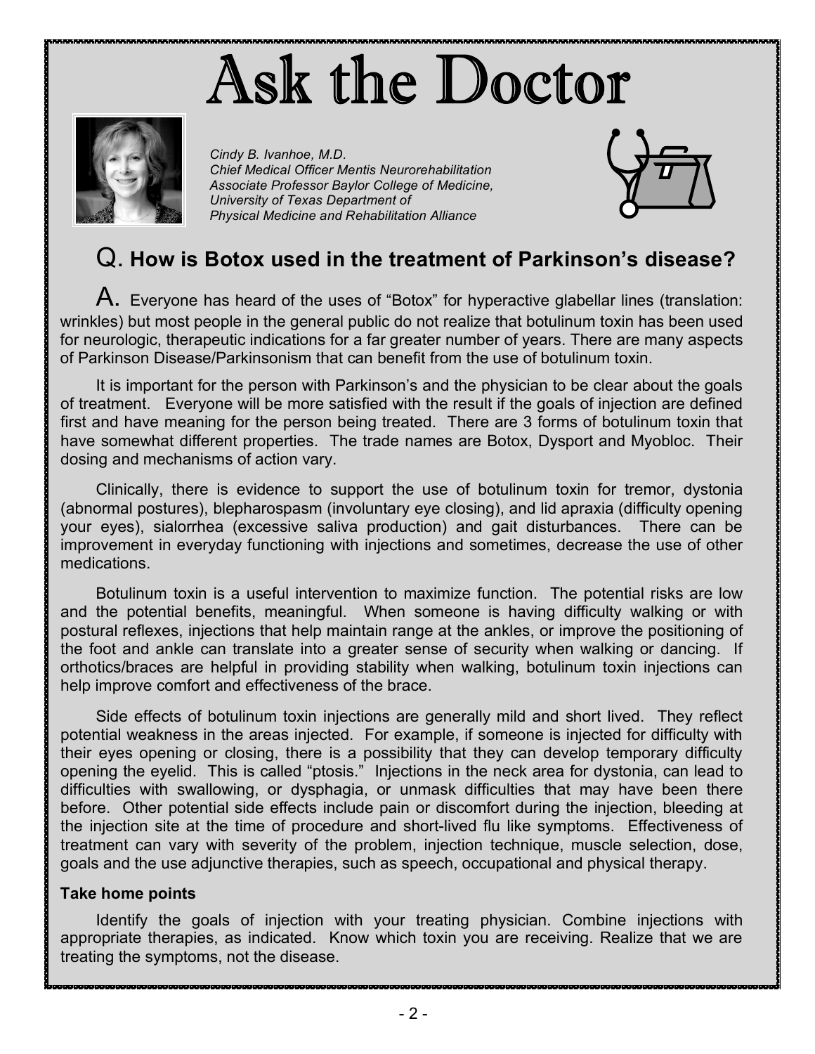# Ask the Doctor

*Cindy B. Ivanhoe, M.D.*
*Chief Medical Officer Mentis Neurorehabilitation*
*Associate Professor Baylor College of Medicine,*
*University of Texas Department of*
*Physical Medicine and Rehabilitation Alliance*

## Q. How is Botox used in the treatment of Parkinson's disease?

A. Everyone has heard of the uses of "Botox" for hyperactive glabellar lines (translation: wrinkles) but most people in the general public do not realize that botulinum toxin has been used for neurologic, therapeutic indications for a far greater number of years. There are many aspects of Parkinson Disease/Parkinsonism that can benefit from the use of botulinum toxin.

It is important for the person with Parkinson's and the physician to be clear about the goals of treatment. Everyone will be more satisfied with the result if the goals of injection are defined first and have meaning for the person being treated. There are 3 forms of botulinum toxin that have somewhat different properties. The trade names are Botox, Dysport and Myobloc. Their dosing and mechanisms of action vary.

Clinically, there is evidence to support the use of botulinum toxin for tremor, dystonia (abnormal postures), blepharospasm (involuntary eye closing), and lid apraxia (difficulty opening your eyes), sialorrhea (excessive saliva production) and gait disturbances. There can be improvement in everyday functioning with injections and sometimes, decrease the use of other medications.

Botulinum toxin is a useful intervention to maximize function. The potential risks are low and the potential benefits, meaningful. When someone is having difficulty walking or with postural reflexes, injections that help maintain range at the ankles, or improve the positioning of the foot and ankle can translate into a greater sense of security when walking or dancing. If orthotics/braces are helpful in providing stability when walking, botulinum toxin injections can help improve comfort and effectiveness of the brace.

Side effects of botulinum toxin injections are generally mild and short lived. They reflect potential weakness in the areas injected. For example, if someone is injected for difficulty with their eyes opening or closing, there is a possibility that they can develop temporary difficulty opening the eyelid. This is called "ptosis." Injections in the neck area for dystonia, can lead to difficulties with swallowing, or dysphagia, or unmask difficulties that may have been there before. Other potential side effects include pain or discomfort during the injection, bleeding at the injection site at the time of procedure and short-lived flu like symptoms. Effectiveness of treatment can vary with severity of the problem, injection technique, muscle selection, dose, goals and the use adjunctive therapies, such as speech, occupational and physical therapy.

**Take home points**

Identify the goals of injection with your treating physician. Combine injections with appropriate therapies, as indicated. Know which toxin you are receiving. Realize that we are treating the symptoms, not the disease.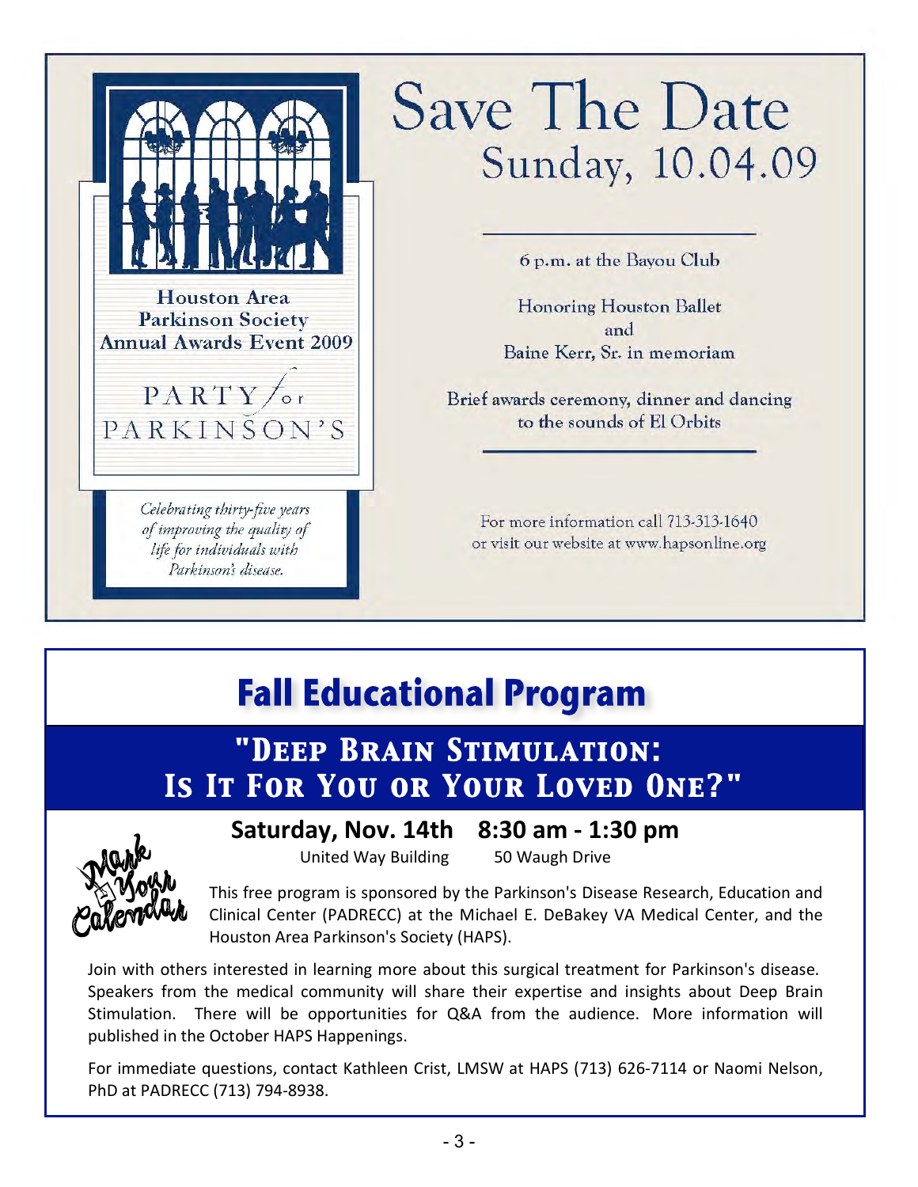Houston Area Parkinson Society
Annual Awards Event 2009

PARTY for PARKINSON'S

*Celebrating thirty-five years of improving the quality of life for individuals with Parkinson's disease.*

# Save The Date
## Sunday, 10.04.09

6 p.m. at the Bayou Club

Honoring Houston Ballet
and
Baine Kerr, Sr. in memoriam

Brief awards ceremony, dinner and dancing to the sounds of El Orbits

For more information call 713-313-1640 or visit our website at www.hapsonline.org

# Fall Educational Program

## "Deep Brain Stimulation: Is It For You or Your Loved One?"

Mark Your Calendar

**Saturday, Nov. 14th 8:30 am - 1:30 pm**

United Way Building 50 Waugh Drive

This free program is sponsored by the Parkinson's Disease Research, Education and Clinical Center (PADRECC) at the Michael E. DeBakey VA Medical Center, and the Houston Area Parkinson's Society (HAPS).

Join with others interested in learning more about this surgical treatment for Parkinson's disease. Speakers from the medical community will share their expertise and insights about Deep Brain Stimulation. There will be opportunities for Q&A from the audience. More information will published in the October HAPS Happenings.

For immediate questions, contact Kathleen Crist, LMSW at HAPS (713) 626-7114 or Naomi Nelson, PhD at PADRECC (713) 794-8938.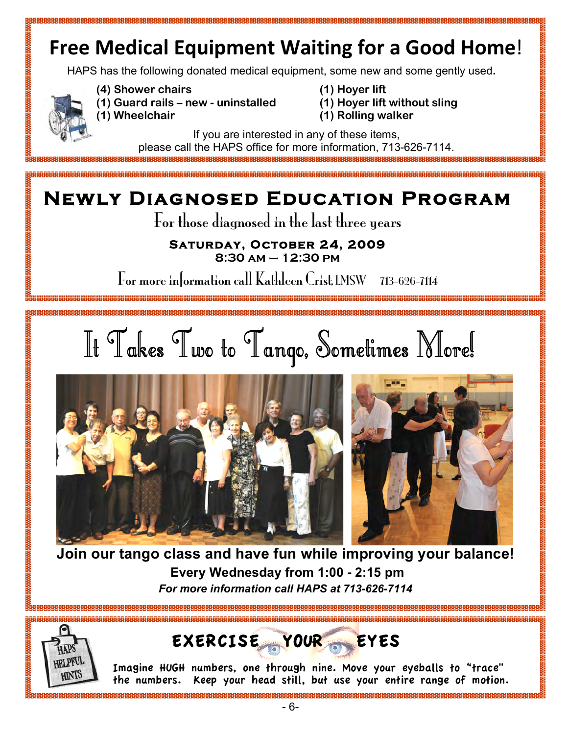# Free Medical Equipment Waiting for a Good Home!

HAPS has the following donated medical equipment, some new and some gently used.

- **(4) Shower chairs**
- **(1) Guard rails – new - uninstalled**
- **(1) Wheelchair**
- **(1) Hoyer lift**
- **(1) Hoyer lift without sling**
- **(1) Rolling walker**

If you are interested in any of these items, please call the HAPS office for more information, 713-626-7114.

# Newly Diagnosed Education Program

For those diagnosed in the last three years

**Saturday, October 24, 2009**
**8:30 AM – 12:30 PM**

For more information call Kathleen Crist, LMSW 713-626-7114

# It Takes Two to Tango, Sometimes More!

**Join our tango class and have fun while improving your balance!**

**Every Wednesday from 1:00 - 2:15 pm**

***For more information call HAPS at 713-626-7114***

HAPS HELPFUL HINTS

## EXERCISE YOUR EYES

Imagine HUGH numbers, one through nine. Move your eyeballs to "trace" the numbers. Keep your head still, but use your entire range of motion.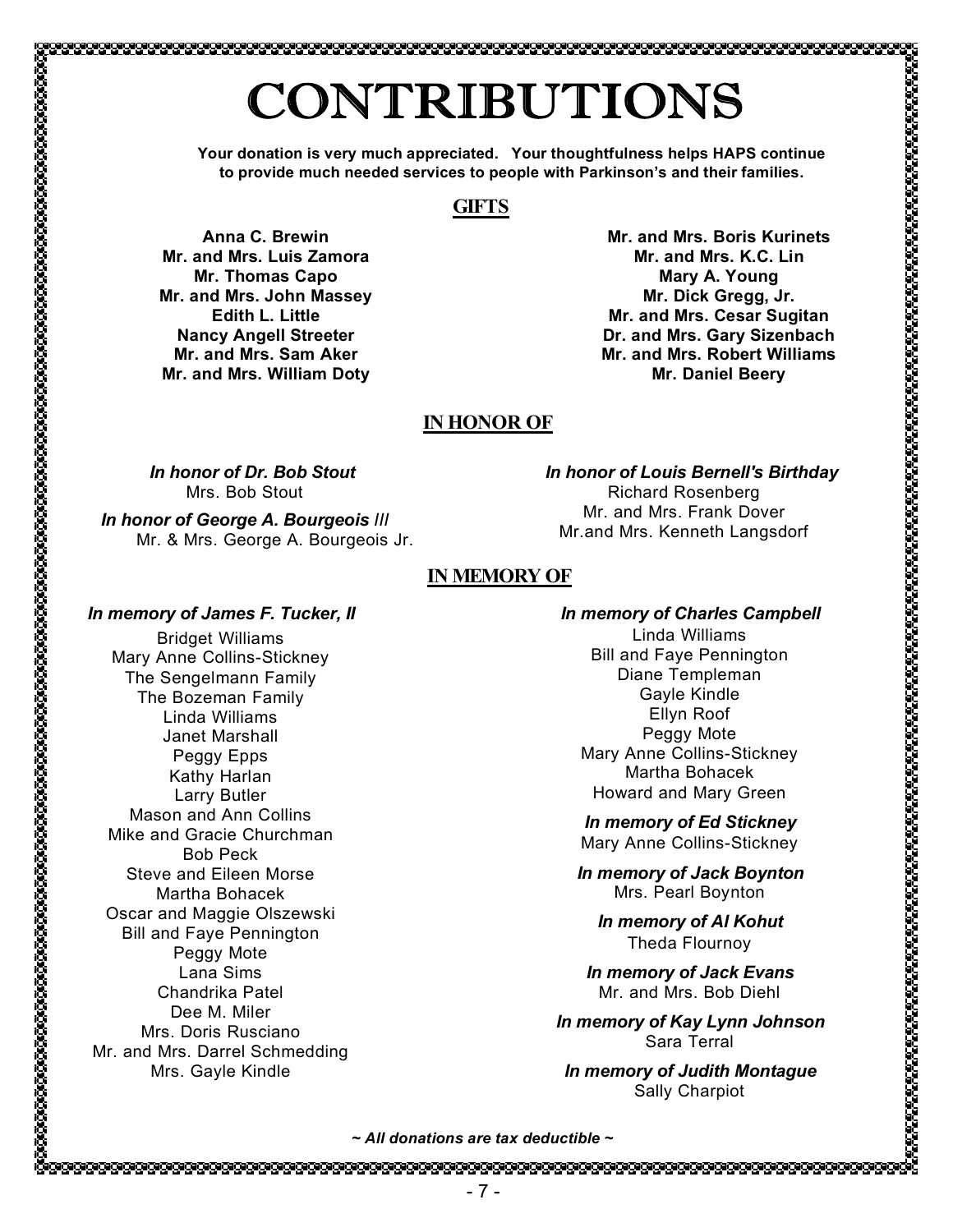# CONTRIBUTIONS

**Your donation is very much appreciated. Your thoughtfulness helps HAPS continue to provide much needed services to people with Parkinson's and their families.**

## GIFTS

**Anna C. Brewin**
**Mr. and Mrs. Luis Zamora**
**Mr. Thomas Capo**
**Mr. and Mrs. John Massey**
**Edith L. Little**
**Nancy Angell Streeter**
**Mr. and Mrs. Sam Aker**
**Mr. and Mrs. William Doty**
**Mr. and Mrs. Boris Kurinets**
**Mr. and Mrs. K.C. Lin**
**Mary A. Young**
**Mr. Dick Gregg, Jr.**
**Mr. and Mrs. Cesar Sugitan**
**Dr. and Mrs. Gary Sizenbach**
**Mr. and Mrs. Robert Williams**
**Mr. Daniel Beery**

## IN HONOR OF

***In honor of Dr. Bob Stout***
Mrs. Bob Stout

***In honor of George A. Bourgeois III***
Mr. & Mrs. George A. Bourgeois Jr.

***In honor of Louis Bernell's Birthday***
Richard Rosenberg
Mr. and Mrs. Frank Dover
Mr.and Mrs. Kenneth Langsdorf

## IN MEMORY OF

***In memory of James F. Tucker, II***
Bridget Williams
Mary Anne Collins-Stickney
The Sengelmann Family
The Bozeman Family
Linda Williams
Janet Marshall
Peggy Epps
Kathy Harlan
Larry Butler
Mason and Ann Collins
Mike and Gracie Churchman
Bob Peck
Steve and Eileen Morse
Martha Bohacek
Oscar and Maggie Olszewski
Bill and Faye Pennington
Peggy Mote
Lana Sims
Chandrika Patel
Dee M. Miler
Mrs. Doris Rusciano
Mr. and Mrs. Darrel Schmedding
Mrs. Gayle Kindle

***In memory of Charles Campbell***
Linda Williams
Bill and Faye Pennington
Diane Templeman
Gayle Kindle
Ellyn Roof
Peggy Mote
Mary Anne Collins-Stickney
Martha Bohacek
Howard and Mary Green

***In memory of Ed Stickney***
Mary Anne Collins-Stickney

***In memory of Jack Boynton***
Mrs. Pearl Boynton

***In memory of Al Kohut***
Theda Flournoy

***In memory of Jack Evans***
Mr. and Mrs. Bob Diehl

***In memory of Kay Lynn Johnson***
Sara Terral

***In memory of Judith Montague***
Sally Charpiot

*~ All donations are tax deductible ~*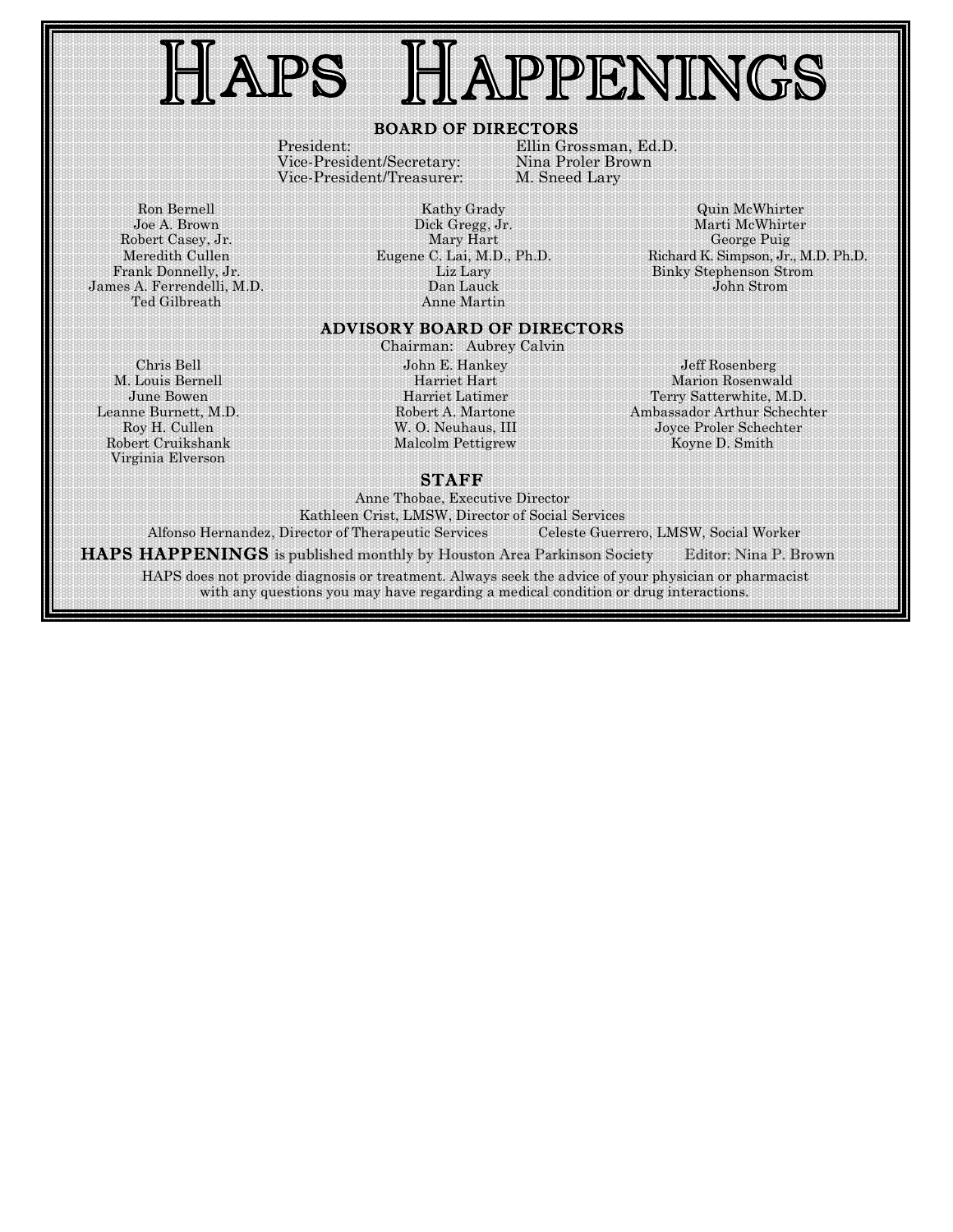# HAPS HAPPENINGS

## BOARD OF DIRECTORS

President: Ellin Grossman, Ed.D.
Vice-President/Secretary: Nina Proler Brown
Vice-President/Treasurer: M. Sneed Lary

Ron Bernell
Joe A. Brown
Robert Casey, Jr.
Meredith Cullen
Frank Donnelly, Jr.
James A. Ferrendelli, M.D.
Ted Gilbreath

Kathy Grady
Dick Gregg, Jr.
Mary Hart
Eugene C. Lai, M.D., Ph.D.
Liz Lary
Dan Lauck
Anne Martin

Quin McWhirter
Marti McWhirter
George Puig
Richard K. Simpson, Jr., M.D. Ph.D.
Binky Stephenson Strom
John Strom

## ADVISORY BOARD OF DIRECTORS

Chairman: Aubrey Calvin

Chris Bell
M. Louis Bernell
June Bowen
Leanne Burnett, M.D.
Roy H. Cullen
Robert Cruikshank
Virginia Elverson

John E. Hankey
Harriet Hart
Harriet Latimer
Robert A. Martone
W. O. Neuhaus, III
Malcolm Pettigrew

Jeff Rosenberg
Marion Rosenwald
Terry Satterwhite, M.D.
Ambassador Arthur Schechter
Joyce Proler Schechter
Koyne D. Smith

## STAFF

Anne Thobae, Executive Director
Kathleen Crist, LMSW, Director of Social Services
Alfonso Hernandez, Director of Therapeutic Services
Celeste Guerrero, LMSW, Social Worker

**HAPS HAPPENINGS** is published monthly by Houston Area Parkinson Society — Editor: Nina P. Brown

HAPS does not provide diagnosis or treatment. Always seek the advice of your physician or pharmacist with any questions you may have regarding a medical condition or drug interactions.